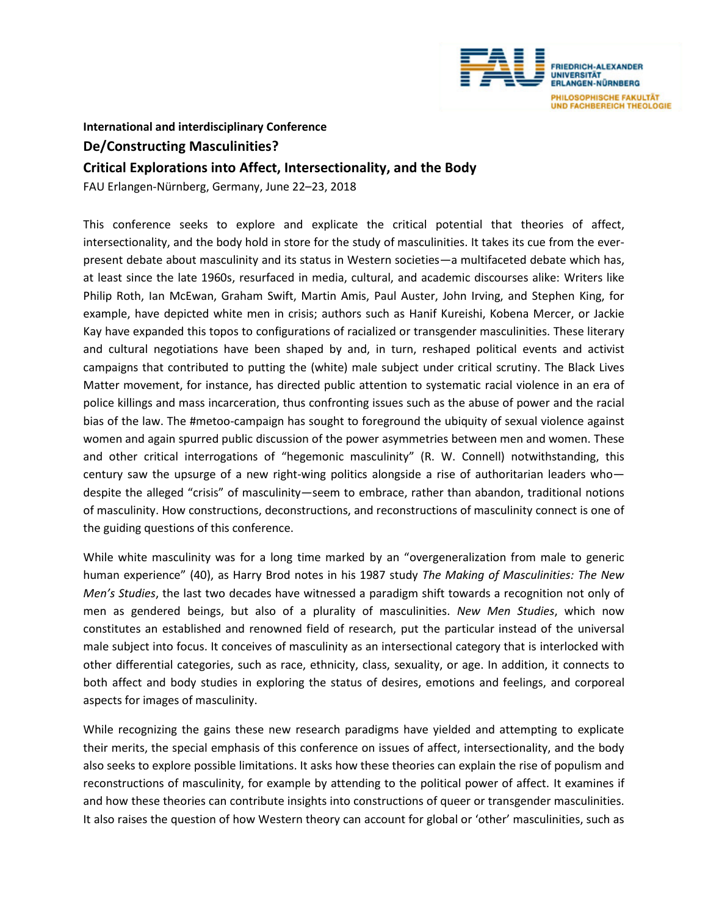FRIEDRICH-ALEXANDER UNIVERSITÄT ERLANGEN-NÜRNBERG
PHILOSOPHISCHE FAKULTÄT UND FACHBEREICH THEOLOGIE

**International and interdisciplinary Conference**

## De/Constructing Masculinities?

## Critical Explorations into Affect, Intersectionality, and the Body

FAU Erlangen-Nürnberg, Germany, June 22–23, 2018

This conference seeks to explore and explicate the critical potential that theories of affect, intersectionality, and the body hold in store for the study of masculinities. It takes its cue from the ever-present debate about masculinity and its status in Western societies—a multifaceted debate which has, at least since the late 1960s, resurfaced in media, cultural, and academic discourses alike: Writers like Philip Roth, Ian McEwan, Graham Swift, Martin Amis, Paul Auster, John Irving, and Stephen King, for example, have depicted white men in crisis; authors such as Hanif Kureishi, Kobena Mercer, or Jackie Kay have expanded this topos to configurations of racialized or transgender masculinities. These literary and cultural negotiations have been shaped by and, in turn, reshaped political events and activist campaigns that contributed to putting the (white) male subject under critical scrutiny. The Black Lives Matter movement, for instance, has directed public attention to systematic racial violence in an era of police killings and mass incarceration, thus confronting issues such as the abuse of power and the racial bias of the law. The #metoo-campaign has sought to foreground the ubiquity of sexual violence against women and again spurred public discussion of the power asymmetries between men and women. These and other critical interrogations of "hegemonic masculinity" (R. W. Connell) notwithstanding, this century saw the upsurge of a new right-wing politics alongside a rise of authoritarian leaders who—despite the alleged "crisis" of masculinity—seem to embrace, rather than abandon, traditional notions of masculinity. How constructions, deconstructions, and reconstructions of masculinity connect is one of the guiding questions of this conference.

While white masculinity was for a long time marked by an "overgeneralization from male to generic human experience" (40), as Harry Brod notes in his 1987 study *The Making of Masculinities: The New Men's Studies*, the last two decades have witnessed a paradigm shift towards a recognition not only of men as gendered beings, but also of a plurality of masculinities. *New Men Studies*, which now constitutes an established and renowned field of research, put the particular instead of the universal male subject into focus. It conceives of masculinity as an intersectional category that is interlocked with other differential categories, such as race, ethnicity, class, sexuality, or age. In addition, it connects to both affect and body studies in exploring the status of desires, emotions and feelings, and corporeal aspects for images of masculinity.

While recognizing the gains these new research paradigms have yielded and attempting to explicate their merits, the special emphasis of this conference on issues of affect, intersectionality, and the body also seeks to explore possible limitations. It asks how these theories can explain the rise of populism and reconstructions of masculinity, for example by attending to the political power of affect. It examines if and how these theories can contribute insights into constructions of queer or transgender masculinities. It also raises the question of how Western theory can account for global or 'other' masculinities, such as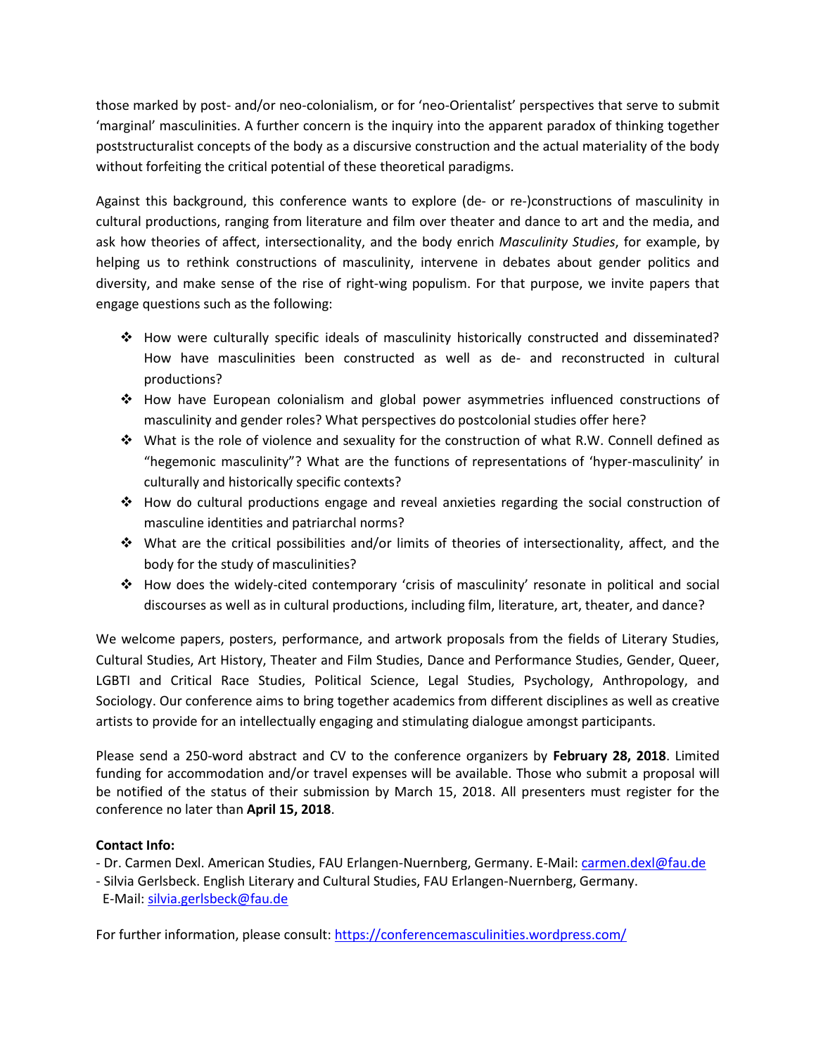those marked by post- and/or neo-colonialism, or for 'neo-Orientalist' perspectives that serve to submit 'marginal' masculinities. A further concern is the inquiry into the apparent paradox of thinking together poststructuralist concepts of the body as a discursive construction and the actual materiality of the body without forfeiting the critical potential of these theoretical paradigms.

Against this background, this conference wants to explore (de- or re-)constructions of masculinity in cultural productions, ranging from literature and film over theater and dance to art and the media, and ask how theories of affect, intersectionality, and the body enrich *Masculinity Studies*, for example, by helping us to rethink constructions of masculinity, intervene in debates about gender politics and diversity, and make sense of the rise of right-wing populism. For that purpose, we invite papers that engage questions such as the following:

- How were culturally specific ideals of masculinity historically constructed and disseminated? How have masculinities been constructed as well as de- and reconstructed in cultural productions?
- How have European colonialism and global power asymmetries influenced constructions of masculinity and gender roles? What perspectives do postcolonial studies offer here?
- What is the role of violence and sexuality for the construction of what R.W. Connell defined as "hegemonic masculinity"? What are the functions of representations of 'hyper-masculinity' in culturally and historically specific contexts?
- How do cultural productions engage and reveal anxieties regarding the social construction of masculine identities and patriarchal norms?
- What are the critical possibilities and/or limits of theories of intersectionality, affect, and the body for the study of masculinities?
- How does the widely-cited contemporary 'crisis of masculinity' resonate in political and social discourses as well as in cultural productions, including film, literature, art, theater, and dance?

We welcome papers, posters, performance, and artwork proposals from the fields of Literary Studies, Cultural Studies, Art History, Theater and Film Studies, Dance and Performance Studies, Gender, Queer, LGBTI and Critical Race Studies, Political Science, Legal Studies, Psychology, Anthropology, and Sociology. Our conference aims to bring together academics from different disciplines as well as creative artists to provide for an intellectually engaging and stimulating dialogue amongst participants.

Please send a 250-word abstract and CV to the conference organizers by **February 28, 2018**. Limited funding for accommodation and/or travel expenses will be available. Those who submit a proposal will be notified of the status of their submission by March 15, 2018. All presenters must register for the conference no later than **April 15, 2018**.

**Contact Info:**

- Dr. Carmen Dexl. American Studies, FAU Erlangen-Nuernberg, Germany. E-Mail: carmen.dexl@fau.de
- Silvia Gerlsbeck. English Literary and Cultural Studies, FAU Erlangen-Nuernberg, Germany. E-Mail: silvia.gerlsbeck@fau.de

For further information, please consult: https://conferencemasculinities.wordpress.com/